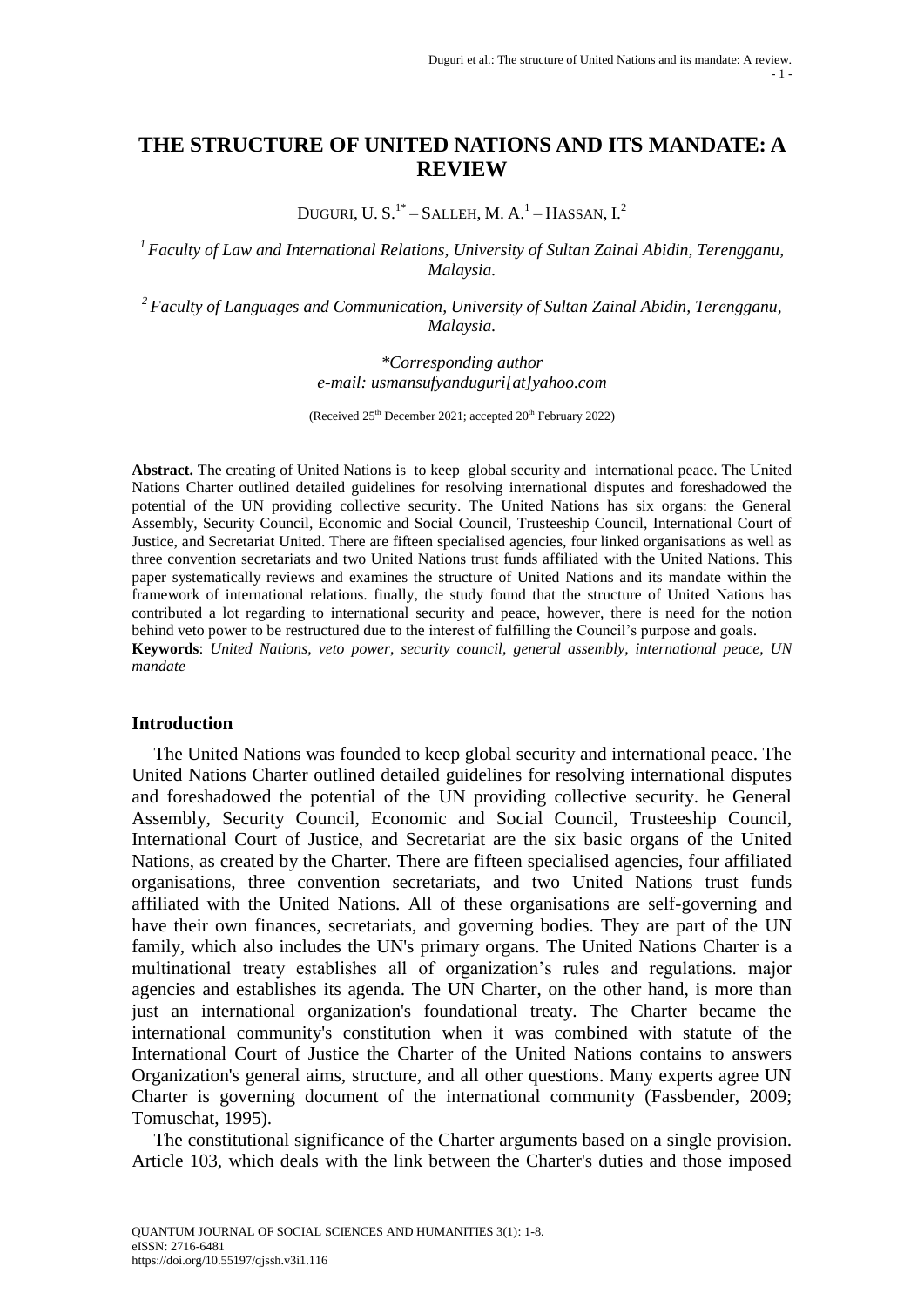# THE STRUCTURE OF UNITED NATIONS AND ITS MANDATE: A REVIEW

DUGURI, U. S.[1*] – SALLEH, M. A.[1] – HASSAN, I.[2]

*[1] Faculty of Law and International Relations, University of Sultan Zainal Abidin, Terengganu, Malaysia.*

*[2] Faculty of Languages and Communication, University of Sultan Zainal Abidin, Terengganu, Malaysia.*

*\*Corresponding author*
*e-mail: usmansufyanduguri[at]yahoo.com*

(Received 25th December 2021; accepted 20th February 2022)

**Abstract.** The creating of United Nations is to keep global security and international peace. The United Nations Charter outlined detailed guidelines for resolving international disputes and foreshadowed the potential of the UN providing collective security. The United Nations has six organs: the General Assembly, Security Council, Economic and Social Council, Trusteeship Council, International Court of Justice, and Secretariat United. There are fifteen specialised agencies, four linked organisations as well as three convention secretariats and two United Nations trust funds affiliated with the United Nations. This paper systematically reviews and examines the structure of United Nations and its mandate within the framework of international relations. finally, the study found that the structure of United Nations has contributed a lot regarding to international security and peace, however, there is need for the notion behind veto power to be restructured due to the interest of fulfilling the Council's purpose and goals.

**Keywords**: *United Nations, veto power, security council, general assembly, international peace, UN mandate*

## Introduction

The United Nations was founded to keep global security and international peace. The United Nations Charter outlined detailed guidelines for resolving international disputes and foreshadowed the potential of the UN providing collective security. he General Assembly, Security Council, Economic and Social Council, Trusteeship Council, International Court of Justice, and Secretariat are the six basic organs of the United Nations, as created by the Charter. There are fifteen specialised agencies, four affiliated organisations, three convention secretariats, and two United Nations trust funds affiliated with the United Nations. All of these organisations are self-governing and have their own finances, secretariats, and governing bodies. They are part of the UN family, which also includes the UN's primary organs. The United Nations Charter is a multinational treaty establishes all of organization's rules and regulations. major agencies and establishes its agenda. The UN Charter, on the other hand, is more than just an international organization's foundational treaty. The Charter became the international community's constitution when it was combined with statute of the International Court of Justice the Charter of the United Nations contains to answers Organization's general aims, structure, and all other questions. Many experts agree UN Charter is governing document of the international community (Fassbender, 2009; Tomuschat, 1995).

The constitutional significance of the Charter arguments based on a single provision. Article 103, which deals with the link between the Charter's duties and those imposed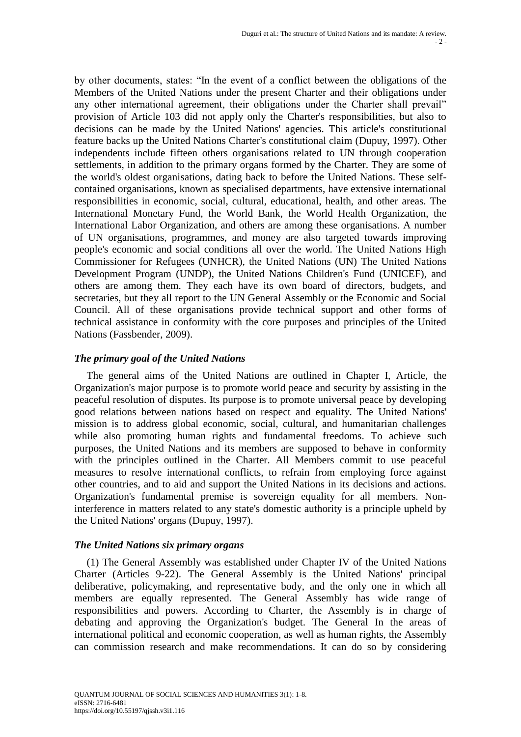by other documents, states: "In the event of a conflict between the obligations of the Members of the United Nations under the present Charter and their obligations under any other international agreement, their obligations under the Charter shall prevail" provision of Article 103 did not apply only the Charter's responsibilities, but also to decisions can be made by the United Nations' agencies. This article's constitutional feature backs up the United Nations Charter's constitutional claim (Dupuy, 1997). Other independents include fifteen others organisations related to UN through cooperation settlements, in addition to the primary organs formed by the Charter. They are some of the world's oldest organisations, dating back to before the United Nations. These self-contained organisations, known as specialised departments, have extensive international responsibilities in economic, social, cultural, educational, health, and other areas. The International Monetary Fund, the World Bank, the World Health Organization, the International Labor Organization, and others are among these organisations. A number of UN organisations, programmes, and money are also targeted towards improving people's economic and social conditions all over the world. The United Nations High Commissioner for Refugees (UNHCR), the United Nations (UN) The United Nations Development Program (UNDP), the United Nations Children's Fund (UNICEF), and others are among them. They each have its own board of directors, budgets, and secretaries, but they all report to the UN General Assembly or the Economic and Social Council. All of these organisations provide technical support and other forms of technical assistance in conformity with the core purposes and principles of the United Nations (Fassbender, 2009).

### *The primary goal of the United Nations*

The general aims of the United Nations are outlined in Chapter I, Article, the Organization's major purpose is to promote world peace and security by assisting in the peaceful resolution of disputes. Its purpose is to promote universal peace by developing good relations between nations based on respect and equality. The United Nations' mission is to address global economic, social, cultural, and humanitarian challenges while also promoting human rights and fundamental freedoms. To achieve such purposes, the United Nations and its members are supposed to behave in conformity with the principles outlined in the Charter. All Members commit to use peaceful measures to resolve international conflicts, to refrain from employing force against other countries, and to aid and support the United Nations in its decisions and actions. Organization's fundamental premise is sovereign equality for all members. Non-interference in matters related to any state's domestic authority is a principle upheld by the United Nations' organs (Dupuy, 1997).

### *The United Nations six primary organs*

(1) The General Assembly was established under Chapter IV of the United Nations Charter (Articles 9-22). The General Assembly is the United Nations' principal deliberative, policymaking, and representative body, and the only one in which all members are equally represented. The General Assembly has wide range of responsibilities and powers. According to Charter, the Assembly is in charge of debating and approving the Organization's budget. The General In the areas of international political and economic cooperation, as well as human rights, the Assembly can commission research and make recommendations. It can do so by considering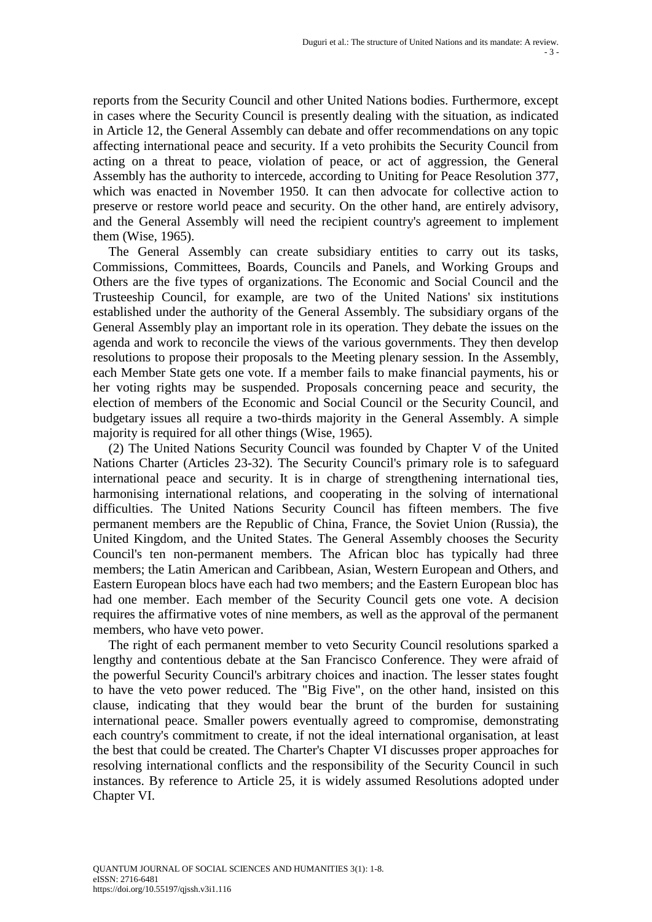reports from the Security Council and other United Nations bodies. Furthermore, except in cases where the Security Council is presently dealing with the situation, as indicated in Article 12, the General Assembly can debate and offer recommendations on any topic affecting international peace and security. If a veto prohibits the Security Council from acting on a threat to peace, violation of peace, or act of aggression, the General Assembly has the authority to intercede, according to Uniting for Peace Resolution 377, which was enacted in November 1950. It can then advocate for collective action to preserve or restore world peace and security. On the other hand, are entirely advisory, and the General Assembly will need the recipient country's agreement to implement them (Wise, 1965).

The General Assembly can create subsidiary entities to carry out its tasks, Commissions, Committees, Boards, Councils and Panels, and Working Groups and Others are the five types of organizations. The Economic and Social Council and the Trusteeship Council, for example, are two of the United Nations' six institutions established under the authority of the General Assembly. The subsidiary organs of the General Assembly play an important role in its operation. They debate the issues on the agenda and work to reconcile the views of the various governments. They then develop resolutions to propose their proposals to the Meeting plenary session. In the Assembly, each Member State gets one vote. If a member fails to make financial payments, his or her voting rights may be suspended. Proposals concerning peace and security, the election of members of the Economic and Social Council or the Security Council, and budgetary issues all require a two-thirds majority in the General Assembly. A simple majority is required for all other things (Wise, 1965).

(2) The United Nations Security Council was founded by Chapter V of the United Nations Charter (Articles 23-32). The Security Council's primary role is to safeguard international peace and security. It is in charge of strengthening international ties, harmonising international relations, and cooperating in the solving of international difficulties. The United Nations Security Council has fifteen members. The five permanent members are the Republic of China, France, the Soviet Union (Russia), the United Kingdom, and the United States. The General Assembly chooses the Security Council's ten non-permanent members. The African bloc has typically had three members; the Latin American and Caribbean, Asian, Western European and Others, and Eastern European blocs have each had two members; and the Eastern European bloc has had one member. Each member of the Security Council gets one vote. A decision requires the affirmative votes of nine members, as well as the approval of the permanent members, who have veto power.

The right of each permanent member to veto Security Council resolutions sparked a lengthy and contentious debate at the San Francisco Conference. They were afraid of the powerful Security Council's arbitrary choices and inaction. The lesser states fought to have the veto power reduced. The "Big Five", on the other hand, insisted on this clause, indicating that they would bear the brunt of the burden for sustaining international peace. Smaller powers eventually agreed to compromise, demonstrating each country's commitment to create, if not the ideal international organisation, at least the best that could be created. The Charter's Chapter VI discusses proper approaches for resolving international conflicts and the responsibility of the Security Council in such instances. By reference to Article 25, it is widely assumed Resolutions adopted under Chapter VI.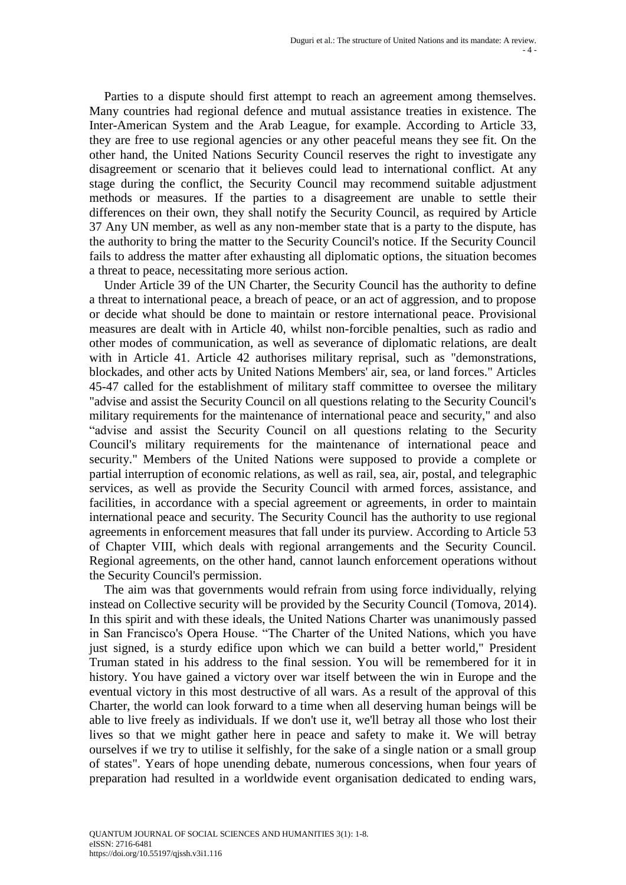Parties to a dispute should first attempt to reach an agreement among themselves. Many countries had regional defence and mutual assistance treaties in existence. The Inter-American System and the Arab League, for example. According to Article 33, they are free to use regional agencies or any other peaceful means they see fit. On the other hand, the United Nations Security Council reserves the right to investigate any disagreement or scenario that it believes could lead to international conflict. At any stage during the conflict, the Security Council may recommend suitable adjustment methods or measures. If the parties to a disagreement are unable to settle their differences on their own, they shall notify the Security Council, as required by Article 37 Any UN member, as well as any non-member state that is a party to the dispute, has the authority to bring the matter to the Security Council's notice. If the Security Council fails to address the matter after exhausting all diplomatic options, the situation becomes a threat to peace, necessitating more serious action.

Under Article 39 of the UN Charter, the Security Council has the authority to define a threat to international peace, a breach of peace, or an act of aggression, and to propose or decide what should be done to maintain or restore international peace. Provisional measures are dealt with in Article 40, whilst non-forcible penalties, such as radio and other modes of communication, as well as severance of diplomatic relations, are dealt with in Article 41. Article 42 authorises military reprisal, such as "demonstrations, blockades, and other acts by United Nations Members' air, sea, or land forces." Articles 45-47 called for the establishment of military staff committee to oversee the military "advise and assist the Security Council on all questions relating to the Security Council's military requirements for the maintenance of international peace and security," and also "advise and assist the Security Council on all questions relating to the Security Council's military requirements for the maintenance of international peace and security." Members of the United Nations were supposed to provide a complete or partial interruption of economic relations, as well as rail, sea, air, postal, and telegraphic services, as well as provide the Security Council with armed forces, assistance, and facilities, in accordance with a special agreement or agreements, in order to maintain international peace and security. The Security Council has the authority to use regional agreements in enforcement measures that fall under its purview. According to Article 53 of Chapter VIII, which deals with regional arrangements and the Security Council. Regional agreements, on the other hand, cannot launch enforcement operations without the Security Council's permission.

The aim was that governments would refrain from using force individually, relying instead on Collective security will be provided by the Security Council (Tomova, 2014). In this spirit and with these ideals, the United Nations Charter was unanimously passed in San Francisco's Opera House. "The Charter of the United Nations, which you have just signed, is a sturdy edifice upon which we can build a better world," President Truman stated in his address to the final session. You will be remembered for it in history. You have gained a victory over war itself between the win in Europe and the eventual victory in this most destructive of all wars. As a result of the approval of this Charter, the world can look forward to a time when all deserving human beings will be able to live freely as individuals. If we don't use it, we'll betray all those who lost their lives so that we might gather here in peace and safety to make it. We will betray ourselves if we try to utilise it selfishly, for the sake of a single nation or a small group of states". Years of hope unending debate, numerous concessions, when four years of preparation had resulted in a worldwide event organisation dedicated to ending wars,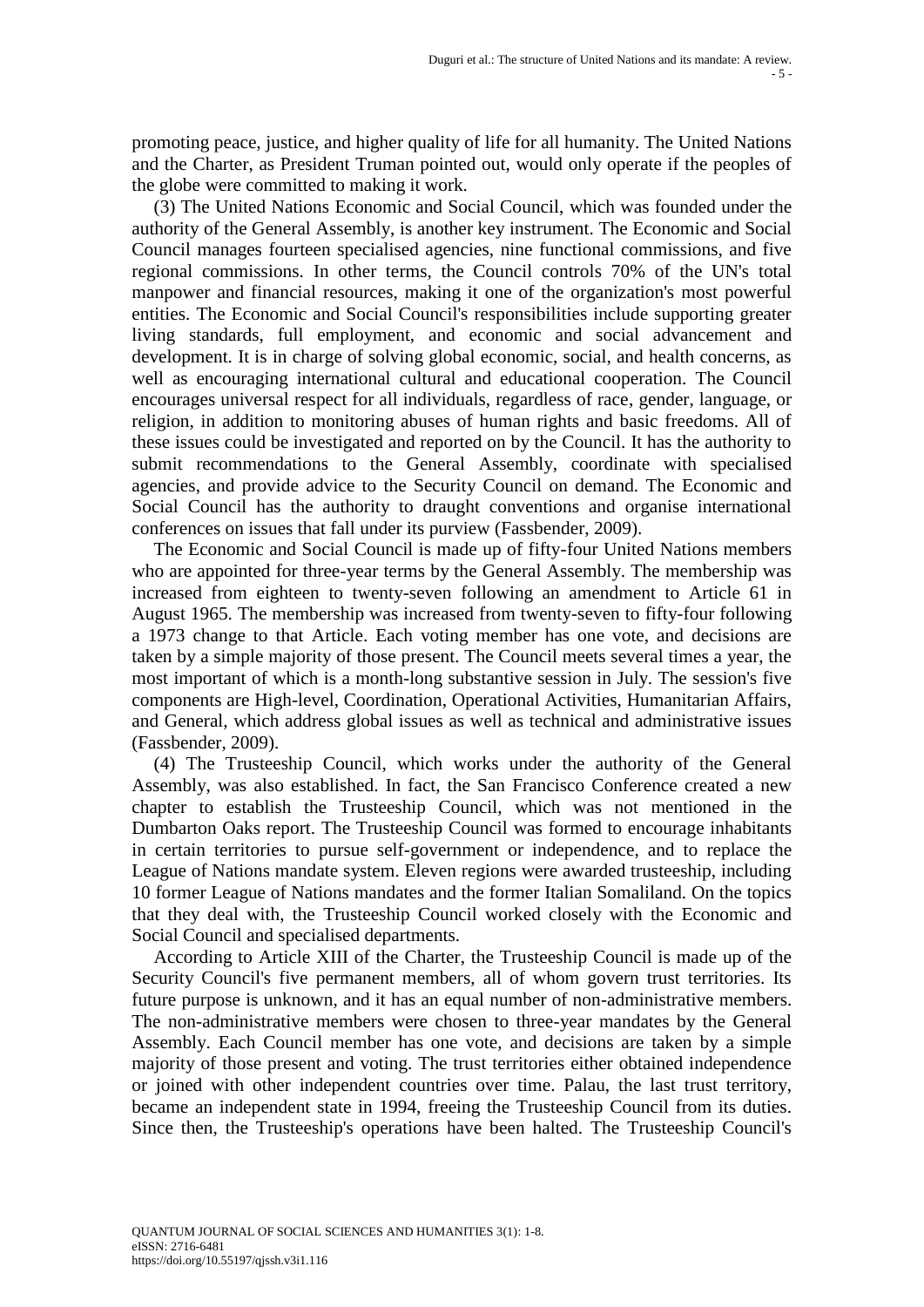promoting peace, justice, and higher quality of life for all humanity. The United Nations and the Charter, as President Truman pointed out, would only operate if the peoples of the globe were committed to making it work.

(3) The United Nations Economic and Social Council, which was founded under the authority of the General Assembly, is another key instrument. The Economic and Social Council manages fourteen specialised agencies, nine functional commissions, and five regional commissions. In other terms, the Council controls 70% of the UN's total manpower and financial resources, making it one of the organization's most powerful entities. The Economic and Social Council's responsibilities include supporting greater living standards, full employment, and economic and social advancement and development. It is in charge of solving global economic, social, and health concerns, as well as encouraging international cultural and educational cooperation. The Council encourages universal respect for all individuals, regardless of race, gender, language, or religion, in addition to monitoring abuses of human rights and basic freedoms. All of these issues could be investigated and reported on by the Council. It has the authority to submit recommendations to the General Assembly, coordinate with specialised agencies, and provide advice to the Security Council on demand. The Economic and Social Council has the authority to draught conventions and organise international conferences on issues that fall under its purview (Fassbender, 2009).

The Economic and Social Council is made up of fifty-four United Nations members who are appointed for three-year terms by the General Assembly. The membership was increased from eighteen to twenty-seven following an amendment to Article 61 in August 1965. The membership was increased from twenty-seven to fifty-four following a 1973 change to that Article. Each voting member has one vote, and decisions are taken by a simple majority of those present. The Council meets several times a year, the most important of which is a month-long substantive session in July. The session's five components are High-level, Coordination, Operational Activities, Humanitarian Affairs, and General, which address global issues as well as technical and administrative issues (Fassbender, 2009).

(4) The Trusteeship Council, which works under the authority of the General Assembly, was also established. In fact, the San Francisco Conference created a new chapter to establish the Trusteeship Council, which was not mentioned in the Dumbarton Oaks report. The Trusteeship Council was formed to encourage inhabitants in certain territories to pursue self-government or independence, and to replace the League of Nations mandate system. Eleven regions were awarded trusteeship, including 10 former League of Nations mandates and the former Italian Somaliland. On the topics that they deal with, the Trusteeship Council worked closely with the Economic and Social Council and specialised departments.

According to Article XIII of the Charter, the Trusteeship Council is made up of the Security Council's five permanent members, all of whom govern trust territories. Its future purpose is unknown, and it has an equal number of non-administrative members. The non-administrative members were chosen to three-year mandates by the General Assembly. Each Council member has one vote, and decisions are taken by a simple majority of those present and voting. The trust territories either obtained independence or joined with other independent countries over time. Palau, the last trust territory, became an independent state in 1994, freeing the Trusteeship Council from its duties. Since then, the Trusteeship's operations have been halted. The Trusteeship Council's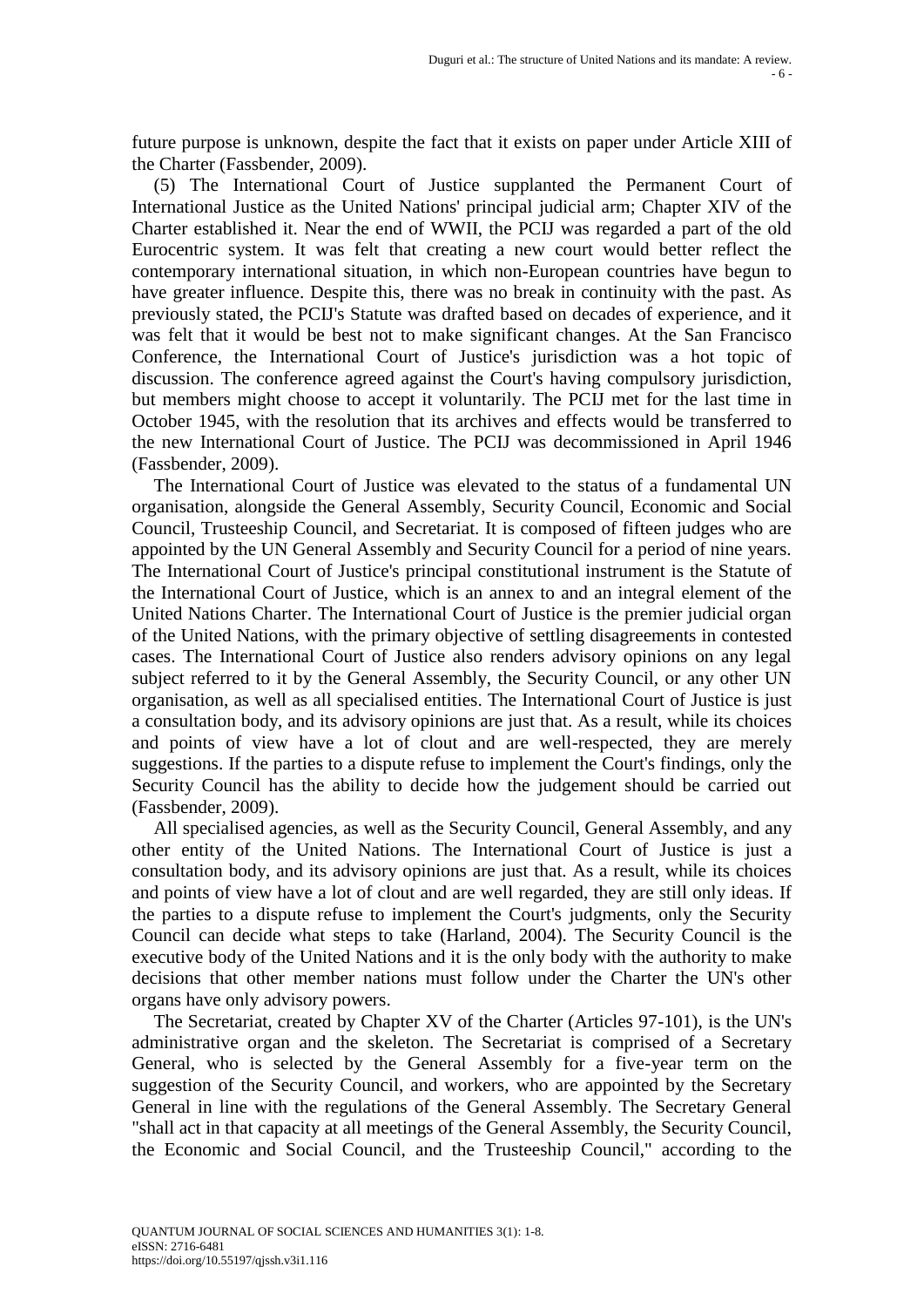future purpose is unknown, despite the fact that it exists on paper under Article XIII of the Charter (Fassbender, 2009).

(5) The International Court of Justice supplanted the Permanent Court of International Justice as the United Nations' principal judicial arm; Chapter XIV of the Charter established it. Near the end of WWII, the PCIJ was regarded a part of the old Eurocentric system. It was felt that creating a new court would better reflect the contemporary international situation, in which non-European countries have begun to have greater influence. Despite this, there was no break in continuity with the past. As previously stated, the PCIJ's Statute was drafted based on decades of experience, and it was felt that it would be best not to make significant changes. At the San Francisco Conference, the International Court of Justice's jurisdiction was a hot topic of discussion. The conference agreed against the Court's having compulsory jurisdiction, but members might choose to accept it voluntarily. The PCIJ met for the last time in October 1945, with the resolution that its archives and effects would be transferred to the new International Court of Justice. The PCIJ was decommissioned in April 1946 (Fassbender, 2009).

The International Court of Justice was elevated to the status of a fundamental UN organisation, alongside the General Assembly, Security Council, Economic and Social Council, Trusteeship Council, and Secretariat. It is composed of fifteen judges who are appointed by the UN General Assembly and Security Council for a period of nine years. The International Court of Justice's principal constitutional instrument is the Statute of the International Court of Justice, which is an annex to and an integral element of the United Nations Charter. The International Court of Justice is the premier judicial organ of the United Nations, with the primary objective of settling disagreements in contested cases. The International Court of Justice also renders advisory opinions on any legal subject referred to it by the General Assembly, the Security Council, or any other UN organisation, as well as all specialised entities. The International Court of Justice is just a consultation body, and its advisory opinions are just that. As a result, while its choices and points of view have a lot of clout and are well-respected, they are merely suggestions. If the parties to a dispute refuse to implement the Court's findings, only the Security Council has the ability to decide how the judgement should be carried out (Fassbender, 2009).

All specialised agencies, as well as the Security Council, General Assembly, and any other entity of the United Nations. The International Court of Justice is just a consultation body, and its advisory opinions are just that. As a result, while its choices and points of view have a lot of clout and are well regarded, they are still only ideas. If the parties to a dispute refuse to implement the Court's judgments, only the Security Council can decide what steps to take (Harland, 2004). The Security Council is the executive body of the United Nations and it is the only body with the authority to make decisions that other member nations must follow under the Charter the UN's other organs have only advisory powers.

The Secretariat, created by Chapter XV of the Charter (Articles 97-101), is the UN's administrative organ and the skeleton. The Secretariat is comprised of a Secretary General, who is selected by the General Assembly for a five-year term on the suggestion of the Security Council, and workers, who are appointed by the Secretary General in line with the regulations of the General Assembly. The Secretary General "shall act in that capacity at all meetings of the General Assembly, the Security Council, the Economic and Social Council, and the Trusteeship Council," according to the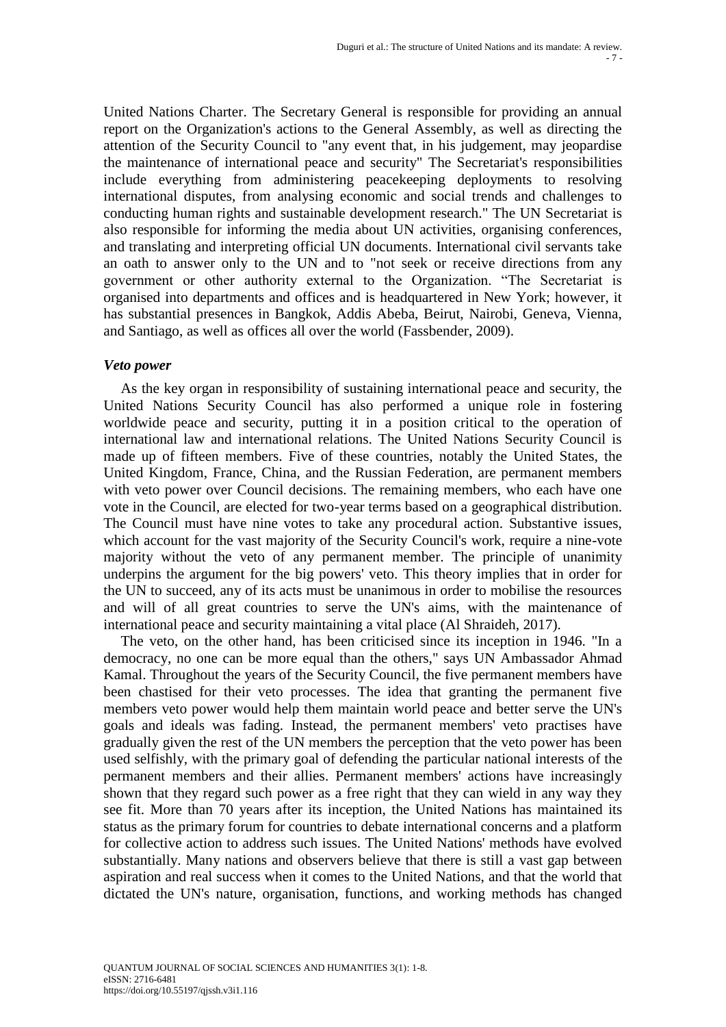United Nations Charter. The Secretary General is responsible for providing an annual report on the Organization's actions to the General Assembly, as well as directing the attention of the Security Council to "any event that, in his judgement, may jeopardise the maintenance of international peace and security" The Secretariat's responsibilities include everything from administering peacekeeping deployments to resolving international disputes, from analysing economic and social trends and challenges to conducting human rights and sustainable development research." The UN Secretariat is also responsible for informing the media about UN activities, organising conferences, and translating and interpreting official UN documents. International civil servants take an oath to answer only to the UN and to "not seek or receive directions from any government or other authority external to the Organization. "The Secretariat is organised into departments and offices and is headquartered in New York; however, it has substantial presences in Bangkok, Addis Abeba, Beirut, Nairobi, Geneva, Vienna, and Santiago, as well as offices all over the world (Fassbender, 2009).

### *Veto power*

As the key organ in responsibility of sustaining international peace and security, the United Nations Security Council has also performed a unique role in fostering worldwide peace and security, putting it in a position critical to the operation of international law and international relations. The United Nations Security Council is made up of fifteen members. Five of these countries, notably the United States, the United Kingdom, France, China, and the Russian Federation, are permanent members with veto power over Council decisions. The remaining members, who each have one vote in the Council, are elected for two-year terms based on a geographical distribution. The Council must have nine votes to take any procedural action. Substantive issues, which account for the vast majority of the Security Council's work, require a nine-vote majority without the veto of any permanent member. The principle of unanimity underpins the argument for the big powers' veto. This theory implies that in order for the UN to succeed, any of its acts must be unanimous in order to mobilise the resources and will of all great countries to serve the UN's aims, with the maintenance of international peace and security maintaining a vital place (Al Shraideh, 2017).

The veto, on the other hand, has been criticised since its inception in 1946. "In a democracy, no one can be more equal than the others," says UN Ambassador Ahmad Kamal. Throughout the years of the Security Council, the five permanent members have been chastised for their veto processes. The idea that granting the permanent five members veto power would help them maintain world peace and better serve the UN's goals and ideals was fading. Instead, the permanent members' veto practises have gradually given the rest of the UN members the perception that the veto power has been used selfishly, with the primary goal of defending the particular national interests of the permanent members and their allies. Permanent members' actions have increasingly shown that they regard such power as a free right that they can wield in any way they see fit. More than 70 years after its inception, the United Nations has maintained its status as the primary forum for countries to debate international concerns and a platform for collective action to address such issues. The United Nations' methods have evolved substantially. Many nations and observers believe that there is still a vast gap between aspiration and real success when it comes to the United Nations, and that the world that dictated the UN's nature, organisation, functions, and working methods has changed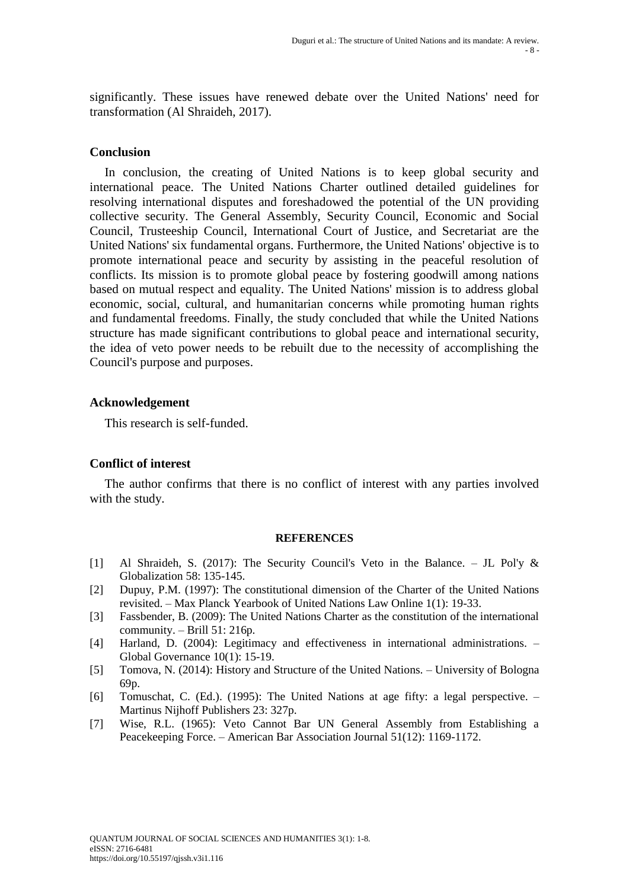significantly. These issues have renewed debate over the United Nations' need for transformation (Al Shraideh, 2017).

## Conclusion

In conclusion, the creating of United Nations is to keep global security and international peace. The United Nations Charter outlined detailed guidelines for resolving international disputes and foreshadowed the potential of the UN providing collective security. The General Assembly, Security Council, Economic and Social Council, Trusteeship Council, International Court of Justice, and Secretariat are the United Nations' six fundamental organs. Furthermore, the United Nations' objective is to promote international peace and security by assisting in the peaceful resolution of conflicts. Its mission is to promote global peace by fostering goodwill among nations based on mutual respect and equality. The United Nations' mission is to address global economic, social, cultural, and humanitarian concerns while promoting human rights and fundamental freedoms. Finally, the study concluded that while the United Nations structure has made significant contributions to global peace and international security, the idea of veto power needs to be rebuilt due to the necessity of accomplishing the Council's purpose and purposes.

## Acknowledgement

This research is self-funded.

## Conflict of interest

The author confirms that there is no conflict of interest with any parties involved with the study.

## REFERENCES

[1] Al Shraideh, S. (2017): The Security Council's Veto in the Balance. – JL Pol'y & Globalization 58: 135-145.

[2] Dupuy, P.M. (1997): The constitutional dimension of the Charter of the United Nations revisited. – Max Planck Yearbook of United Nations Law Online 1(1): 19-33.

[3] Fassbender, B. (2009): The United Nations Charter as the constitution of the international community. – Brill 51: 216p.

[4] Harland, D. (2004): Legitimacy and effectiveness in international administrations. – Global Governance 10(1): 15-19.

[5] Tomova, N. (2014): History and Structure of the United Nations. – University of Bologna 69p.

[6] Tomuschat, C. (Ed.). (1995): The United Nations at age fifty: a legal perspective. – Martinus Nijhoff Publishers 23: 327p.

[7] Wise, R.L. (1965): Veto Cannot Bar UN General Assembly from Establishing a Peacekeeping Force. – American Bar Association Journal 51(12): 1169-1172.